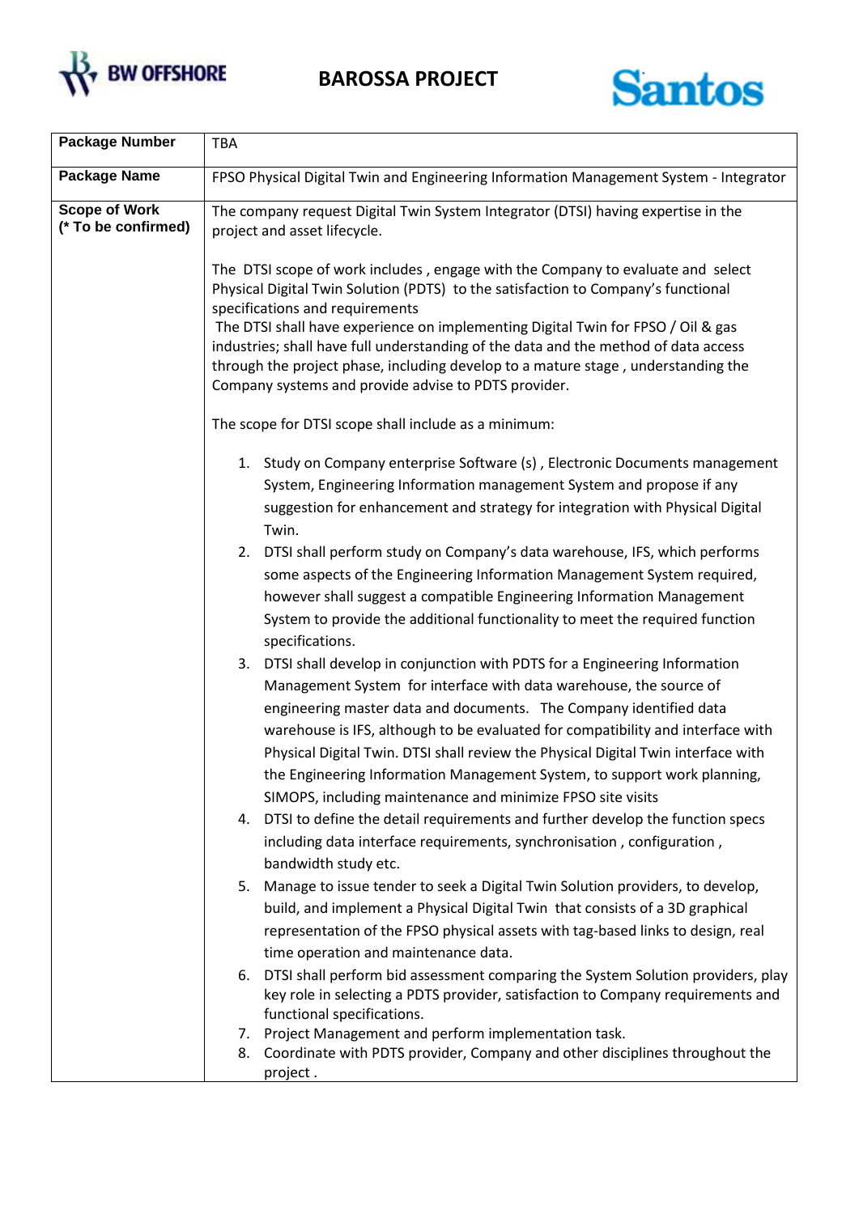BW OFFSHORE

# BAROSSA PROJECT

Santos

| Package Number | TBA |
|---|---|
| **Package Name** | FPSO Physical Digital Twin and Engineering Information Management System - Integrator |
| **Scope of Work (* To be confirmed)** | The company request Digital Twin System Integrator (DTSI) having expertise in the project and asset lifecycle.<br><br>The DTSI scope of work includes , engage with the Company to evaluate and select Physical Digital Twin Solution (PDTS) to the satisfaction to Company's functional specifications and requirements<br>The DTSI shall have experience on implementing Digital Twin for FPSO / Oil & gas industries; shall have full understanding of the data and the method of data access through the project phase, including develop to a mature stage , understanding the Company systems and provide advise to PDTS provider.<br><br>The scope for DTSI scope shall include as a minimum:<br><br>1. Study on Company enterprise Software (s) , Electronic Documents management System, Engineering Information management System and propose if any suggestion for enhancement and strategy for integration with Physical Digital Twin.<br>2. DTSI shall perform study on Company's data warehouse, IFS, which performs some aspects of the Engineering Information Management System required, however shall suggest a compatible Engineering Information Management System to provide the additional functionality to meet the required function specifications.<br>3. DTSI shall develop in conjunction with PDTS for a Engineering Information Management System for interface with data warehouse, the source of engineering master data and documents. The Company identified data warehouse is IFS, although to be evaluated for compatibility and interface with Physical Digital Twin. DTSI shall review the Physical Digital Twin interface with the Engineering Information Management System, to support work planning, SIMOPS, including maintenance and minimize FPSO site visits<br>4. DTSI to define the detail requirements and further develop the function specs including data interface requirements, synchronisation , configuration , bandwidth study etc.<br>5. Manage to issue tender to seek a Digital Twin Solution providers, to develop, build, and implement a Physical Digital Twin that consists of a 3D graphical representation of the FPSO physical assets with tag-based links to design, real time operation and maintenance data.<br>6. DTSI shall perform bid assessment comparing the System Solution providers, play key role in selecting a PDTS provider, satisfaction to Company requirements and functional specifications.<br>7. Project Management and perform implementation task.<br>8. Coordinate with PDTS provider, Company and other disciplines throughout the project . |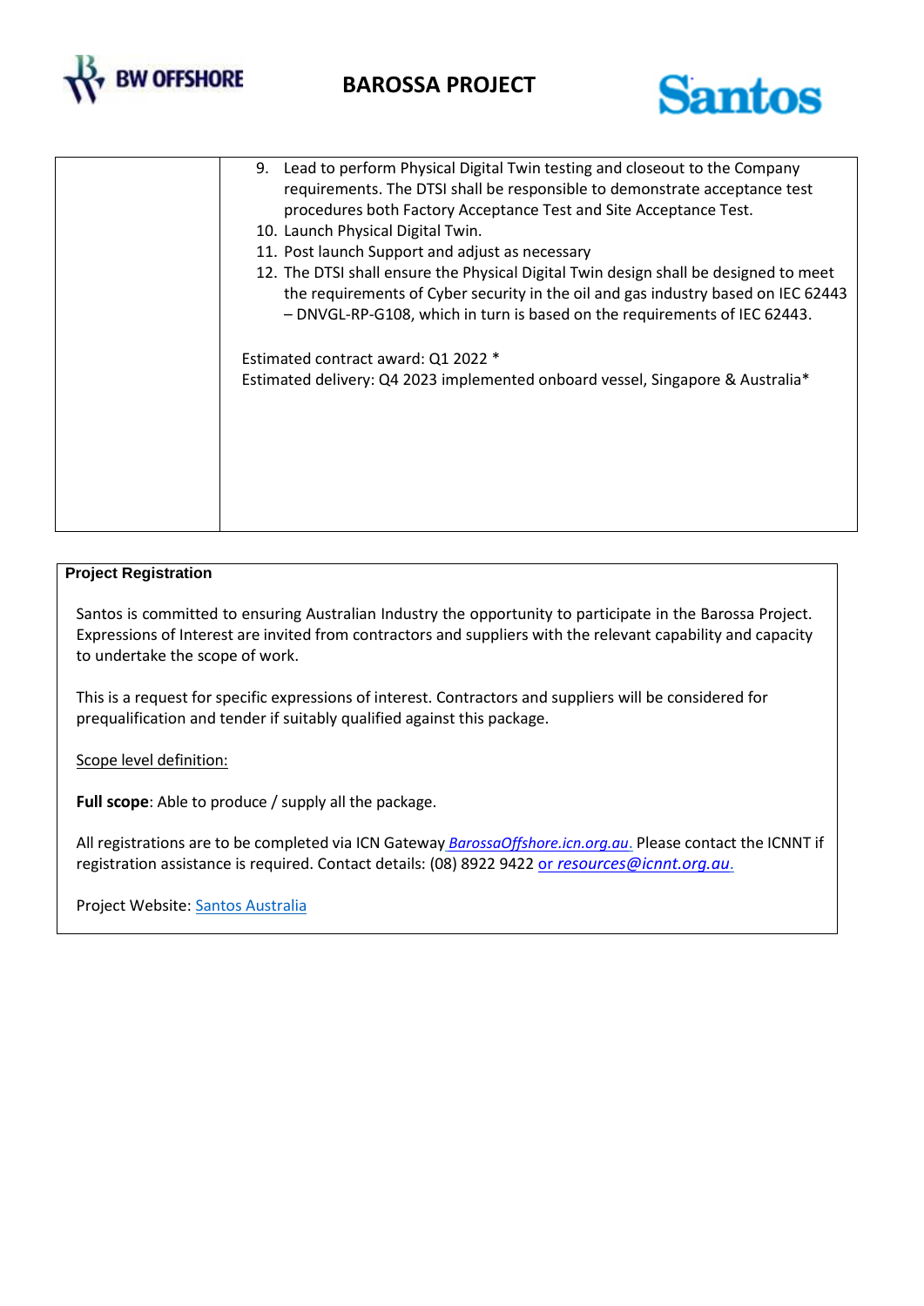| | |
|---|---|
| | 9. Lead to perform Physical Digital Twin testing and closeout to the Company requirements. The DTSI shall be responsible to demonstrate acceptance test procedures both Factory Acceptance Test and Site Acceptance Test.<br>10. Launch Physical Digital Twin.<br>11. Post launch Support and adjust as necessary<br>12. The DTSI shall ensure the Physical Digital Twin design shall be designed to meet the requirements of Cyber security in the oil and gas industry based on IEC 62443 – DNVGL-RP-G108, which in turn is based on the requirements of IEC 62443.<br><br>Estimated contract award: Q1 2022 *<br>Estimated delivery: Q4 2023 implemented onboard vessel, Singapore & Australia* |

**Project Registration**

Santos is committed to ensuring Australian Industry the opportunity to participate in the Barossa Project. Expressions of Interest are invited from contractors and suppliers with the relevant capability and capacity to undertake the scope of work.

This is a request for specific expressions of interest. Contractors and suppliers will be considered for prequalification and tender if suitably qualified against this package.

Scope level definition:

**Full scope**: Able to produce / supply all the package.

All registrations are to be completed via ICN Gateway *BarossaOffshore.icn.org.au*. Please contact the ICNNT if registration assistance is required. Contact details: (08) 8922 9422 or *resources@icnnt.org.au*.

Project Website: Santos Australia